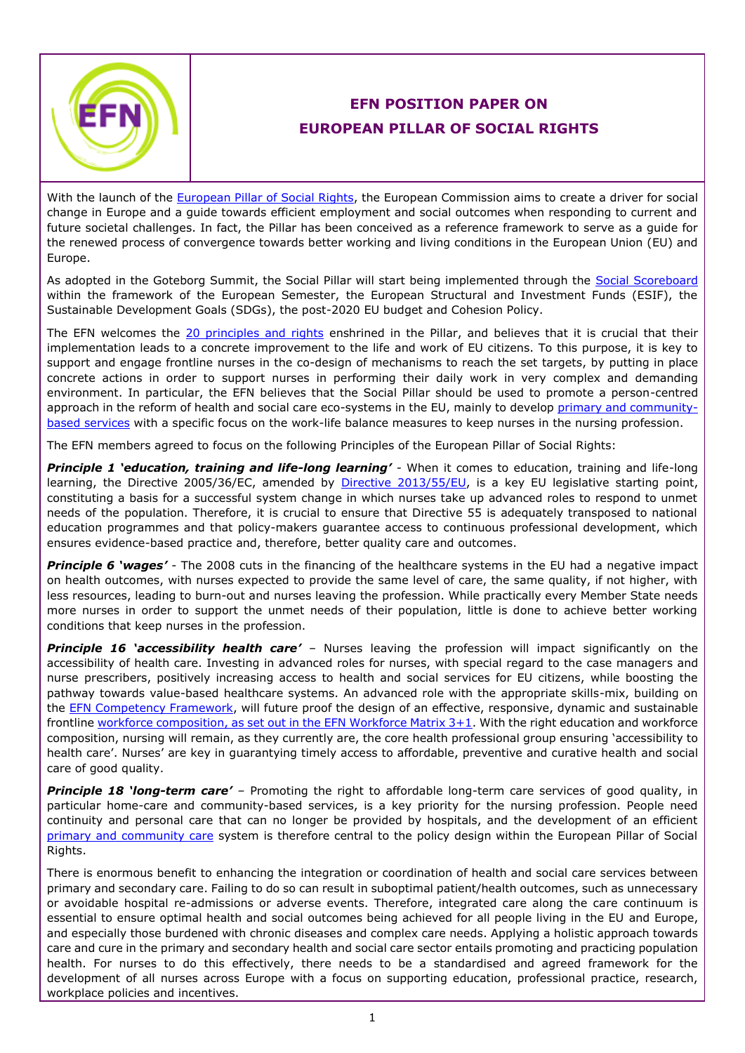# EFN POSITION PAPER ON EUROPEAN PILLAR OF SOCIAL RIGHTS

With the launch of the European Pillar of Social Rights, the European Commission aims to create a driver for social change in Europe and a guide towards efficient employment and social outcomes when responding to current and future societal challenges. In fact, the Pillar has been conceived as a reference framework to serve as a guide for the renewed process of convergence towards better working and living conditions in the European Union (EU) and Europe.

As adopted in the Goteborg Summit, the Social Pillar will start being implemented through the Social Scoreboard within the framework of the European Semester, the European Structural and Investment Funds (ESIF), the Sustainable Development Goals (SDGs), the post-2020 EU budget and Cohesion Policy.

The EFN welcomes the 20 principles and rights enshrined in the Pillar, and believes that it is crucial that their implementation leads to a concrete improvement to the life and work of EU citizens. To this purpose, it is key to support and engage frontline nurses in the co-design of mechanisms to reach the set targets, by putting in place concrete actions in order to support nurses in performing their daily work in very complex and demanding environment. In particular, the EFN believes that the Social Pillar should be used to promote a person-centred approach in the reform of health and social care eco-systems in the EU, mainly to develop primary and community-based services with a specific focus on the work-life balance measures to keep nurses in the nursing profession.

The EFN members agreed to focus on the following Principles of the European Pillar of Social Rights:

***Principle 1 'education, training and life-long learning'*** - When it comes to education, training and life-long learning, the Directive 2005/36/EC, amended by Directive 2013/55/EU, is a key EU legislative starting point, constituting a basis for a successful system change in which nurses take up advanced roles to respond to unmet needs of the population. Therefore, it is crucial to ensure that Directive 55 is adequately transposed to national education programmes and that policy-makers guarantee access to continuous professional development, which ensures evidence-based practice and, therefore, better quality care and outcomes.

***Principle 6 'wages'*** - The 2008 cuts in the financing of the healthcare systems in the EU had a negative impact on health outcomes, with nurses expected to provide the same level of care, the same quality, if not higher, with less resources, leading to burn-out and nurses leaving the profession. While practically every Member State needs more nurses in order to support the unmet needs of their population, little is done to achieve better working conditions that keep nurses in the profession.

***Principle 16 'accessibility health care'*** – Nurses leaving the profession will impact significantly on the accessibility of health care. Investing in advanced roles for nurses, with special regard to the case managers and nurse prescribers, positively increasing access to health and social services for EU citizens, while boosting the pathway towards value-based healthcare systems. An advanced role with the appropriate skills-mix, building on the EFN Competency Framework, will future proof the design of an effective, responsive, dynamic and sustainable frontline workforce composition, as set out in the EFN Workforce Matrix 3+1. With the right education and workforce composition, nursing will remain, as they currently are, the core health professional group ensuring 'accessibility to health care'. Nurses' are key in guarantying timely access to affordable, preventive and curative health and social care of good quality.

***Principle 18 'long-term care'*** – Promoting the right to affordable long-term care services of good quality, in particular home-care and community-based services, is a key priority for the nursing profession. People need continuity and personal care that can no longer be provided by hospitals, and the development of an efficient primary and community care system is therefore central to the policy design within the European Pillar of Social Rights.

There is enormous benefit to enhancing the integration or coordination of health and social care services between primary and secondary care. Failing to do so can result in suboptimal patient/health outcomes, such as unnecessary or avoidable hospital re-admissions or adverse events. Therefore, integrated care along the care continuum is essential to ensure optimal health and social outcomes being achieved for all people living in the EU and Europe, and especially those burdened with chronic diseases and complex care needs. Applying a holistic approach towards care and cure in the primary and secondary health and social care sector entails promoting and practicing population health. For nurses to do this effectively, there needs to be a standardised and agreed framework for the development of all nurses across Europe with a focus on supporting education, professional practice, research, workplace policies and incentives.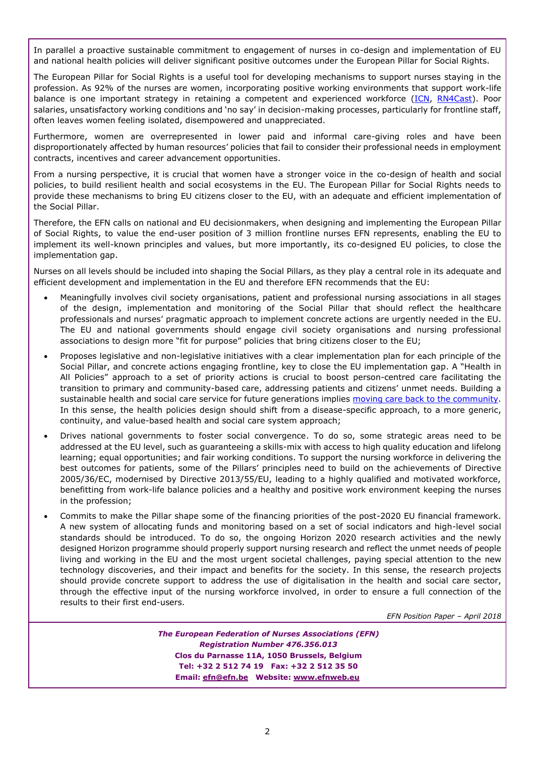In parallel a proactive sustainable commitment to engagement of nurses in co-design and implementation of EU and national health policies will deliver significant positive outcomes under the European Pillar for Social Rights.

The European Pillar for Social Rights is a useful tool for developing mechanisms to support nurses staying in the profession. As 92% of the nurses are women, incorporating positive working environments that support work-life balance is one important strategy in retaining a competent and experienced workforce ([ICN](), [RN4Cast]()). Poor salaries, unsatisfactory working conditions and 'no say' in decision-making processes, particularly for frontline staff, often leaves women feeling isolated, disempowered and unappreciated.

Furthermore, women are overrepresented in lower paid and informal care-giving roles and have been disproportionately affected by human resources' policies that fail to consider their professional needs in employment contracts, incentives and career advancement opportunities.

From a nursing perspective, it is crucial that women have a stronger voice in the co-design of health and social policies, to build resilient health and social ecosystems in the EU. The European Pillar for Social Rights needs to provide these mechanisms to bring EU citizens closer to the EU, with an adequate and efficient implementation of the Social Pillar.

Therefore, the EFN calls on national and EU decisionmakers, when designing and implementing the European Pillar of Social Rights, to value the end-user position of 3 million frontline nurses EFN represents, enabling the EU to implement its well-known principles and values, but more importantly, its co-designed EU policies, to close the implementation gap.

Nurses on all levels should be included into shaping the Social Pillars, as they play a central role in its adequate and efficient development and implementation in the EU and therefore EFN recommends that the EU:

- Meaningfully involves civil society organisations, patient and professional nursing associations in all stages of the design, implementation and monitoring of the Social Pillar that should reflect the healthcare professionals and nurses' pragmatic approach to implement concrete actions are urgently needed in the EU. The EU and national governments should engage civil society organisations and nursing professional associations to design more "fit for purpose" policies that bring citizens closer to the EU;
- Proposes legislative and non-legislative initiatives with a clear implementation plan for each principle of the Social Pillar, and concrete actions engaging frontline, key to close the EU implementation gap. A "Health in All Policies" approach to a set of priority actions is crucial to boost person-centred care facilitating the transition to primary and community-based care, addressing patients and citizens' unmet needs. Building a sustainable health and social care service for future generations implies [moving care back to the community](). In this sense, the health policies design should shift from a disease-specific approach, to a more generic, continuity, and value-based health and social care system approach;
- Drives national governments to foster social convergence. To do so, some strategic areas need to be addressed at the EU level, such as guaranteeing a skills-mix with access to high quality education and lifelong learning; equal opportunities; and fair working conditions. To support the nursing workforce in delivering the best outcomes for patients, some of the Pillars' principles need to build on the achievements of Directive 2005/36/EC, modernised by Directive 2013/55/EU, leading to a highly qualified and motivated workforce, benefitting from work-life balance policies and a healthy and positive work environment keeping the nurses in the profession;
- Commits to make the Pillar shape some of the financing priorities of the post-2020 EU financial framework. A new system of allocating funds and monitoring based on a set of social indicators and high-level social standards should be introduced. To do so, the ongoing Horizon 2020 research activities and the newly designed Horizon programme should properly support nursing research and reflect the unmet needs of people living and working in the EU and the most urgent societal challenges, paying special attention to the new technology discoveries, and their impact and benefits for the society. In this sense, the research projects should provide concrete support to address the use of digitalisation in the health and social care sector, through the effective input of the nursing workforce involved, in order to ensure a full connection of the results to their first end-users.

*EFN Position Paper – April 2018*

***The European Federation of Nurses Associations (EFN)***
***Registration Number 476.356.013***
**Clos du Parnasse 11A, 1050 Brussels, Belgium**
**Tel: +32 2 512 74 19 Fax: +32 2 512 35 50**
**Email: efn@efn.be Website: www.efnweb.eu**